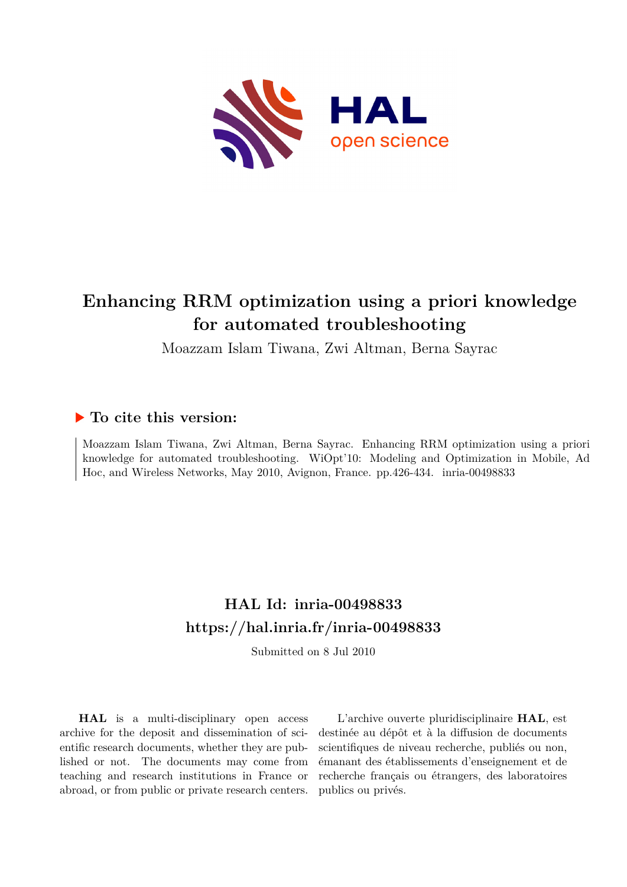# Enhancing RRM optimization using a priori knowledge for automated troubleshooting

Moazzam Islam Tiwana, Zwi Altman, Berna Sayrac

## ▶ To cite this version:

Moazzam Islam Tiwana, Zwi Altman, Berna Sayrac. Enhancing RRM optimization using a priori knowledge for automated troubleshooting. WiOpt'10: Modeling and Optimization in Mobile, Ad Hoc, and Wireless Networks, May 2010, Avignon, France. pp.426-434. inria-00498833

## HAL Id: inria-00498833
## https://hal.inria.fr/inria-00498833

Submitted on 8 Jul 2010

**HAL** is a multi-disciplinary open access archive for the deposit and dissemination of scientific research documents, whether they are published or not. The documents may come from teaching and research institutions in France or abroad, or from public or private research centers.

L'archive ouverte pluridisciplinaire **HAL**, est destinée au dépôt et à la diffusion de documents scientifiques de niveau recherche, publiés ou non, émanant des établissements d'enseignement et de recherche français ou étrangers, des laboratoires publics ou privés.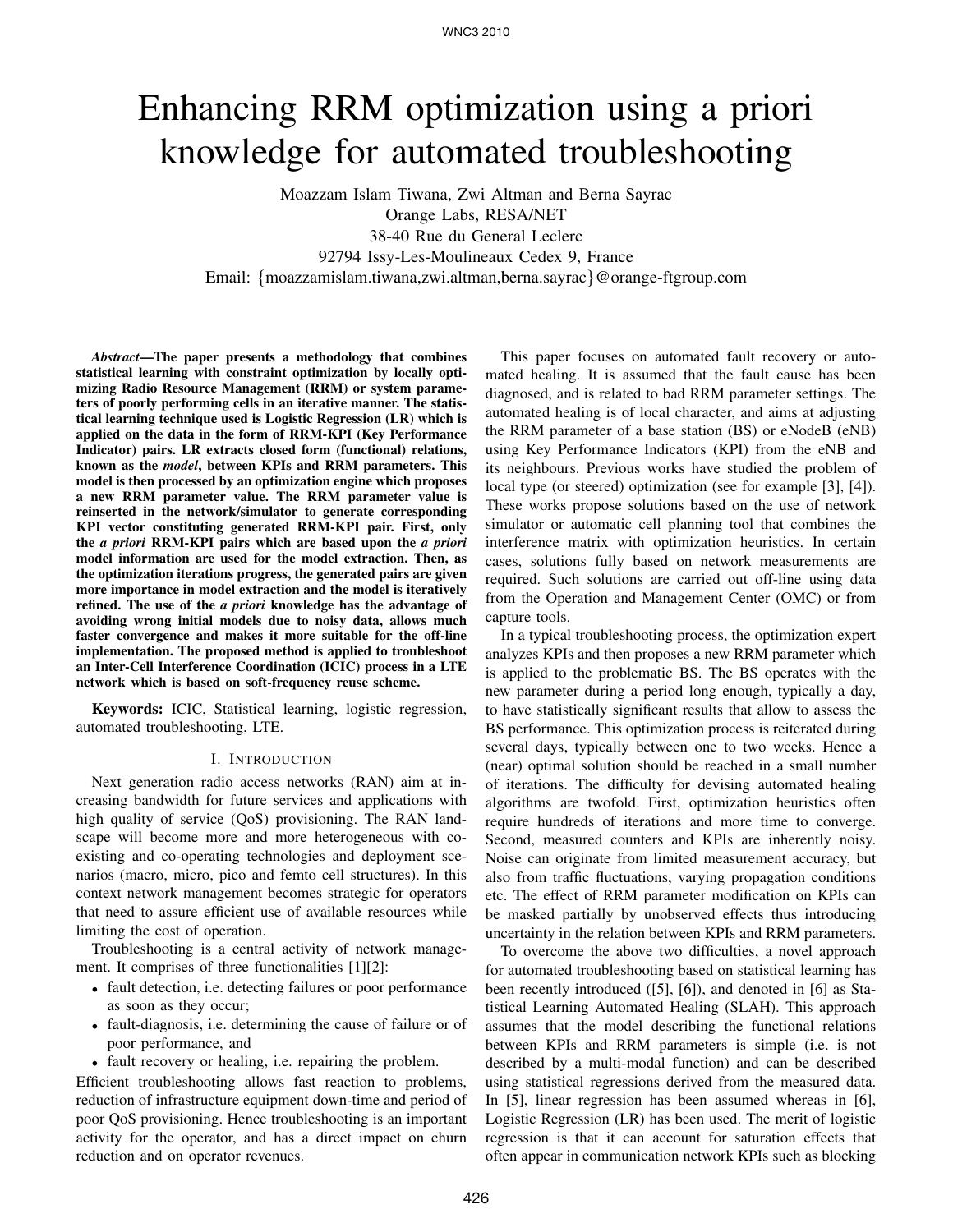# Enhancing RRM optimization using a priori knowledge for automated troubleshooting

Moazzam Islam Tiwana, Zwi Altman and Berna Sayrac
Orange Labs, RESA/NET
38-40 Rue du General Leclerc
92794 Issy-Les-Moulineaux Cedex 9, France
Email: {moazzamislam.tiwana,zwi.altman,berna.sayrac}@orange-ftgroup.com

***Abstract*—The paper presents a methodology that combines statistical learning with constraint optimization by locally optimizing Radio Resource Management (RRM) or system parameters of poorly performing cells in an iterative manner. The statistical learning technique used is Logistic Regression (LR) which is applied on the data in the form of RRM-KPI (Key Performance Indicator) pairs. LR extracts closed form (functional) relations, known as the *model*, between KPIs and RRM parameters. This model is then processed by an optimization engine which proposes a new RRM parameter value. The RRM parameter value is reinserted in the network/simulator to generate corresponding KPI vector constituting generated RRM-KPI pair. First, only the *a priori* RRM-KPI pairs which are based upon the *a priori* model information are used for the model extraction. Then, as the optimization iterations progress, the generated pairs are given more importance in model extraction and the model is iteratively refined. The use of the *a priori* knowledge has the advantage of avoiding wrong initial models due to noisy data, allows much faster convergence and makes it more suitable for the off-line implementation. The proposed method is applied to troubleshoot an Inter-Cell Interference Coordination (ICIC) process in a LTE network which is based on soft-frequency reuse scheme.**

**Keywords:** ICIC, Statistical learning, logistic regression, automated troubleshooting, LTE.

## I. Introduction

Next generation radio access networks (RAN) aim at increasing bandwidth for future services and applications with high quality of service (QoS) provisioning. The RAN landscape will become more and more heterogeneous with co-existing and co-operating technologies and deployment scenarios (macro, micro, pico and femto cell structures). In this context network management becomes strategic for operators that need to assure efficient use of available resources while limiting the cost of operation.

Troubleshooting is a central activity of network management. It comprises of three functionalities [1][2]:

- fault detection, i.e. detecting failures or poor performance as soon as they occur;
- fault-diagnosis, i.e. determining the cause of failure or of poor performance, and
- fault recovery or healing, i.e. repairing the problem.

Efficient troubleshooting allows fast reaction to problems, reduction of infrastructure equipment down-time and period of poor QoS provisioning. Hence troubleshooting is an important activity for the operator, and has a direct impact on churn reduction and on operator revenues.

This paper focuses on automated fault recovery or automated healing. It is assumed that the fault cause has been diagnosed, and is related to bad RRM parameter settings. The automated healing is of local character, and aims at adjusting the RRM parameter of a base station (BS) or eNodeB (eNB) using Key Performance Indicators (KPI) from the eNB and its neighbours. Previous works have studied the problem of local type (or steered) optimization (see for example [3], [4]). These works propose solutions based on the use of network simulator or automatic cell planning tool that combines the interference matrix with optimization heuristics. In certain cases, solutions fully based on network measurements are required. Such solutions are carried out off-line using data from the Operation and Management Center (OMC) or from capture tools.

In a typical troubleshooting process, the optimization expert analyzes KPIs and then proposes a new RRM parameter which is applied to the problematic BS. The BS operates with the new parameter during a period long enough, typically a day, to have statistically significant results that allow to assess the BS performance. This optimization process is reiterated during several days, typically between one to two weeks. Hence a (near) optimal solution should be reached in a small number of iterations. The difficulty for devising automated healing algorithms are twofold. First, optimization heuristics often require hundreds of iterations and more time to converge. Second, measured counters and KPIs are inherently noisy. Noise can originate from limited measurement accuracy, but also from traffic fluctuations, varying propagation conditions etc. The effect of RRM parameter modification on KPIs can be masked partially by unobserved effects thus introducing uncertainty in the relation between KPIs and RRM parameters.

To overcome the above two difficulties, a novel approach for automated troubleshooting based on statistical learning has been recently introduced ([5], [6]), and denoted in [6] as Statistical Learning Automated Healing (SLAH). This approach assumes that the model describing the functional relations between KPIs and RRM parameters is simple (i.e. is not described by a multi-modal function) and can be described using statistical regressions derived from the measured data. In [5], linear regression has been assumed whereas in [6], Logistic Regression (LR) has been used. The merit of logistic regression is that it can account for saturation effects that often appear in communication network KPIs such as blocking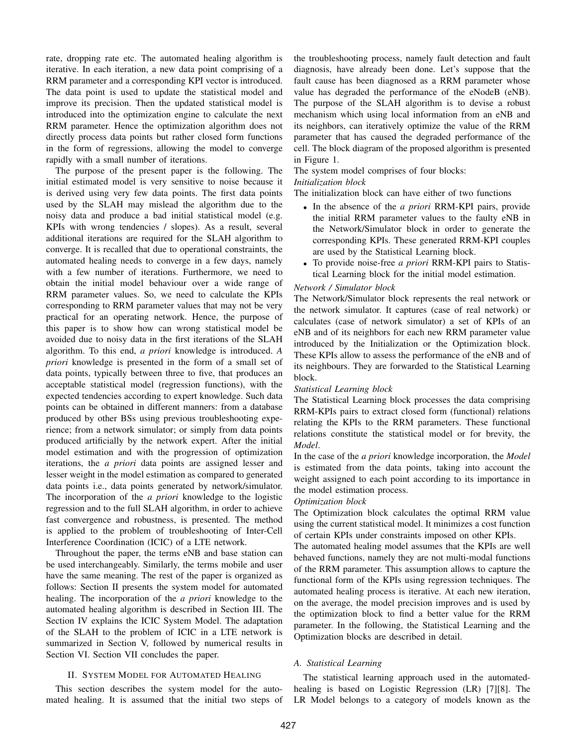rate, dropping rate etc. The automated healing algorithm is iterative. In each iteration, a new data point comprising of a RRM parameter and a corresponding KPI vector is introduced. The data point is used to update the statistical model and improve its precision. Then the updated statistical model is introduced into the optimization engine to calculate the next RRM parameter. Hence the optimization algorithm does not directly process data points but rather closed form functions in the form of regressions, allowing the model to converge rapidly with a small number of iterations.

The purpose of the present paper is the following. The initial estimated model is very sensitive to noise because it is derived using very few data points. The first data points used by the SLAH may mislead the algorithm due to the noisy data and produce a bad initial statistical model (e.g. KPIs with wrong tendencies / slopes). As a result, several additional iterations are required for the SLAH algorithm to converge. It is recalled that due to operational constraints, the automated healing needs to converge in a few days, namely with a few number of iterations. Furthermore, we need to obtain the initial model behaviour over a wide range of RRM parameter values. So, we need to calculate the KPIs corresponding to RRM parameter values that may not be very practical for an operating network. Hence, the purpose of this paper is to show how can wrong statistical model be avoided due to noisy data in the first iterations of the SLAH algorithm. To this end, *a priori* knowledge is introduced. *A priori* knowledge is presented in the form of a small set of data points, typically between three to five, that produces an acceptable statistical model (regression functions), with the expected tendencies according to expert knowledge. Such data points can be obtained in different manners: from a database produced by other BSs using previous troubleshooting experience; from a network simulator; or simply from data points produced artificially by the network expert. After the initial model estimation and with the progression of optimization iterations, the *a priori* data points are assigned lesser and lesser weight in the model estimation as compared to generated data points i.e., data points generated by network/simulator. The incorporation of the *a priori* knowledge to the logistic regression and to the full SLAH algorithm, in order to achieve fast convergence and robustness, is presented. The method is applied to the problem of troubleshooting of Inter-Cell Interference Coordination (ICIC) of a LTE network.

Throughout the paper, the terms eNB and base station can be used interchangeably. Similarly, the terms mobile and user have the same meaning. The rest of the paper is organized as follows: Section II presents the system model for automated healing. The incorporation of the *a priori* knowledge to the automated healing algorithm is described in Section III. The Section IV explains the ICIC System Model. The adaptation of the SLAH to the problem of ICIC in a LTE network is summarized in Section V, followed by numerical results in Section VI. Section VII concludes the paper.

## II. System Model for Automated Healing

This section describes the system model for the automated healing. It is assumed that the initial two steps of the troubleshooting process, namely fault detection and fault diagnosis, have already been done. Let's suppose that the fault cause has been diagnosed as a RRM parameter whose value has degraded the performance of the eNodeB (eNB). The purpose of the SLAH algorithm is to devise a robust mechanism which using local information from an eNB and its neighbors, can iteratively optimize the value of the RRM parameter that has caused the degraded performance of the cell. The block diagram of the proposed algorithm is presented in Figure 1.

The system model comprises of four blocks:

*Initialization block*

The initialization block can have either of two functions

- In the absence of the *a priori* RRM-KPI pairs, provide the initial RRM parameter values to the faulty eNB in the Network/Simulator block in order to generate the corresponding KPIs. These generated RRM-KPI couples are used by the Statistical Learning block.
- To provide noise-free *a priori* RRM-KPI pairs to Statistical Learning block for the initial model estimation.

*Network / Simulator block*

The Network/Simulator block represents the real network or the network simulator. It captures (case of real network) or calculates (case of network simulator) a set of KPIs of an eNB and of its neighbors for each new RRM parameter value introduced by the Initialization or the Optimization block. These KPIs allow to assess the performance of the eNB and of its neighbours. They are forwarded to the Statistical Learning block.

*Statistical Learning block*

The Statistical Learning block processes the data comprising RRM-KPIs pairs to extract closed form (functional) relations relating the KPIs to the RRM parameters. These functional relations constitute the statistical model or for brevity, the *Model*.

In the case of the *a priori* knowledge incorporation, the *Model* is estimated from the data points, taking into account the weight assigned to each point according to its importance in the model estimation process.

*Optimization block*

The Optimization block calculates the optimal RRM value using the current statistical model. It minimizes a cost function of certain KPIs under constraints imposed on other KPIs.

The automated healing model assumes that the KPIs are well behaved functions, namely they are not multi-modal functions of the RRM parameter. This assumption allows to capture the functional form of the KPIs using regression techniques. The automated healing process is iterative. At each new iteration, on the average, the model precision improves and is used by the optimization block to find a better value for the RRM parameter. In the following, the Statistical Learning and the Optimization blocks are described in detail.

### A. Statistical Learning

The statistical learning approach used in the automated-healing is based on Logistic Regression (LR) [7][8]. The LR Model belongs to a category of models known as the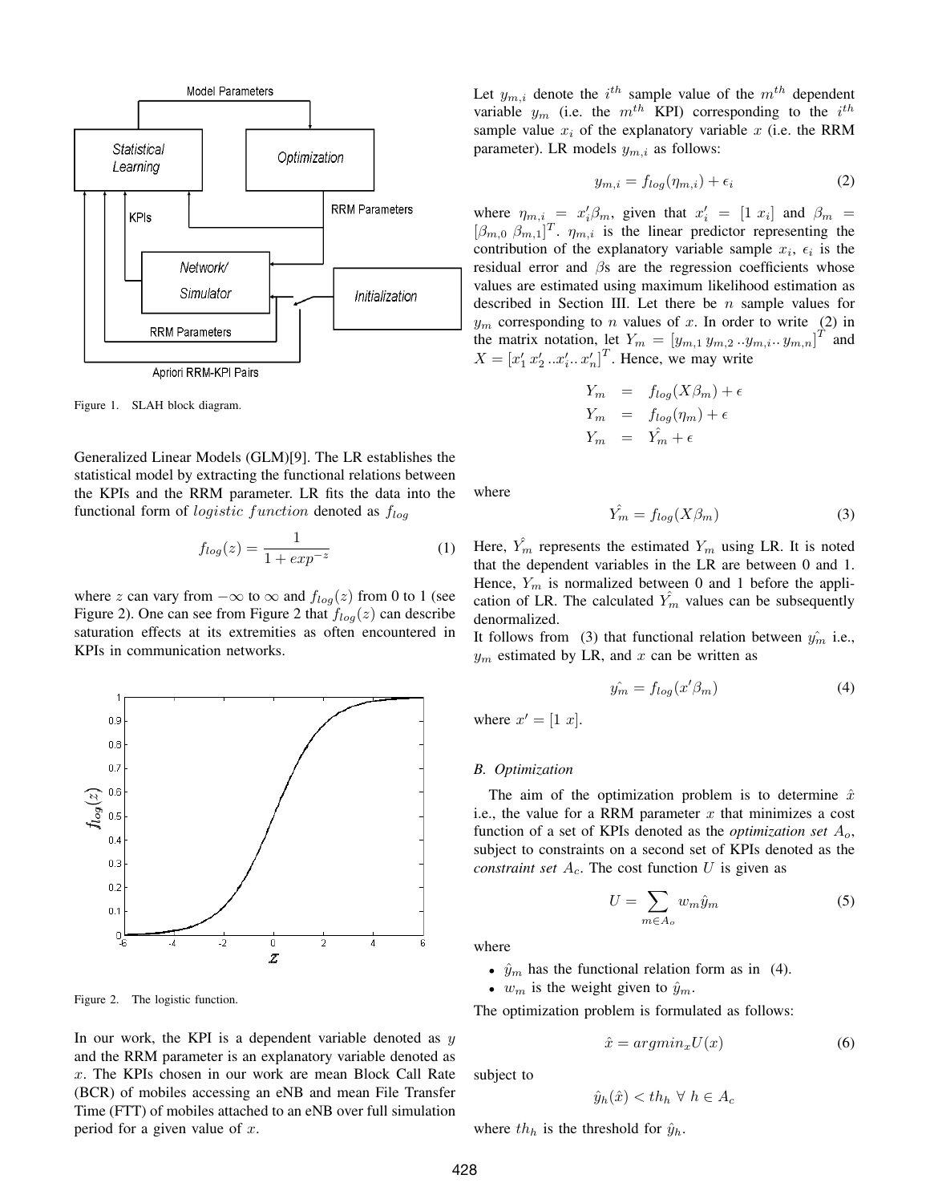Figure 1. SLAH block diagram.

Generalized Linear Models (GLM)[9]. The LR establishes the statistical model by extracting the functional relations between the KPIs and the RRM parameter. LR fits the data into the functional form of $logistic\ function$ denoted as $f_{log}$

$$f_{log}(z) = \frac{1}{1 + exp^{-z}} \tag{1}$$

where $z$ can vary from $-\infty$ to $\infty$ and $f_{log}(z)$ from 0 to 1 (see Figure 2). One can see from Figure 2 that $f_{log}(z)$ can describe saturation effects at its extremities as often encountered in KPIs in communication networks.

Figure 2. The logistic function.

In our work, the KPI is a dependent variable denoted as $y$ and the RRM parameter is an explanatory variable denoted as $x$. The KPIs chosen in our work are mean Block Call Rate (BCR) of mobiles accessing an eNB and mean File Transfer Time (FTT) of mobiles attached to an eNB over full simulation period for a given value of $x$.

Let $y_{m,i}$ denote the $i^{th}$ sample value of the $m^{th}$ dependent variable $y_m$ (i.e. the $m^{th}$ KPI) corresponding to the $i^{th}$ sample value $x_i$ of the explanatory variable $x$ (i.e. the RRM parameter). LR models $y_{m,i}$ as follows:

$$y_{m,i} = f_{log}(\eta_{m,i}) + \epsilon_i \tag{2}$$

where $\eta_{m,i} = x_i'\beta_m$, given that $x_i' = [1\ x_i]$ and $\beta_m = [\beta_{m,0}\ \beta_{m,1}]^T$. $\eta_{m,i}$ is the linear predictor representing the contribution of the explanatory variable sample $x_i$, $\epsilon_i$ is the residual error and $\beta$s are the regression coefficients whose values are estimated using maximum likelihood estimation as described in Section III. Let there be $n$ sample values for $y_m$ corresponding to $n$ values of $x$. In order to write (2) in the matrix notation, let $Y_m = [y_{m,1}\, y_{m,2} \,..y_{m,i}..\, y_{m,n}]^T$ and $X = [x_1'\, x_2' \,..x_i'..\, x_n']^T$. Hence, we may write

$$\begin{aligned} Y_m &= f_{log}(X\beta_m) + \epsilon \\ Y_m &= f_{log}(\eta_m) + \epsilon \\ Y_m &= \hat{Y_m} + \epsilon \end{aligned}$$

where

$$\hat{Y_m} = f_{log}(X\beta_m) \tag{3}$$

Here, $\hat{Y_m}$ represents the estimated $Y_m$ using LR. It is noted that the dependent variables in the LR are between 0 and 1. Hence, $Y_m$ is normalized between 0 and 1 before the application of LR. The calculated $\hat{Y_m}$ values can be subsequently denormalized.

It follows from (3) that functional relation between $\hat{y_m}$ i.e., $y_m$ estimated by LR, and $x$ can be written as

$$\hat{y_m} = f_{log}(x'\beta_m) \tag{4}$$

where $x' = [1\ x]$.

### B. Optimization

The aim of the optimization problem is to determine $\hat{x}$ i.e., the value for a RRM parameter $x$ that minimizes a cost function of a set of KPIs denoted as the *optimization set* $A_o$, subject to constraints on a second set of KPIs denoted as the *constraint set* $A_c$. The cost function $U$ is given as

$$U = \sum_{m \in A_o} w_m \hat{y}_m \tag{5}$$

where

- $\hat{y}_m$ has the functional relation form as in (4).
- $w_m$ is the weight given to $\hat{y}_m$.

The optimization problem is formulated as follows:

$$\hat{x} = argmin_x U(x) \tag{6}$$

subject to

$$\hat{y}_h(\hat{x}) < th_h \ \forall \ h \in A_c$$

where $th_h$ is the threshold for $\hat{y}_h$.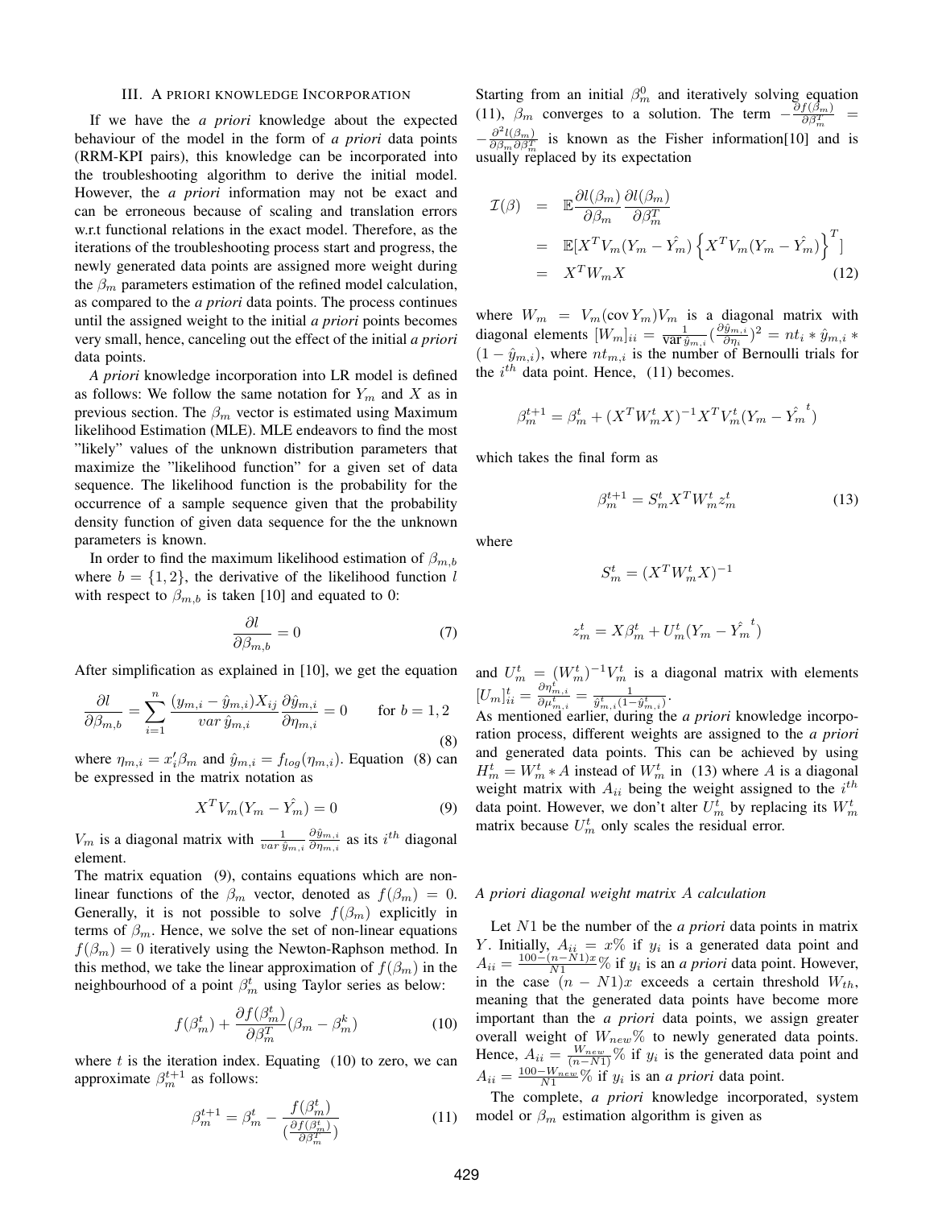## III. A priori knowledge Incorporation

If we have the *a priori* knowledge about the expected behaviour of the model in the form of *a priori* data points (RRM-KPI pairs), this knowledge can be incorporated into the troubleshooting algorithm to derive the initial model. However, the *a priori* information may not be exact and can be erroneous because of scaling and translation errors w.r.t functional relations in the exact model. Therefore, as the iterations of the troubleshooting process start and progress, the newly generated data points are assigned more weight during the $\beta_m$ parameters estimation of the refined model calculation, as compared to the *a priori* data points. The process continues until the assigned weight to the initial *a priori* points becomes very small, hence, canceling out the effect of the initial *a priori* data points.

*A priori* knowledge incorporation into LR model is defined as follows: We follow the same notation for $Y_m$ and $X$ as in previous section. The $\beta_m$ vector is estimated using Maximum likelihood Estimation (MLE). MLE endeavors to find the most "likely" values of the unknown distribution parameters that maximize the "likelihood function" for a given set of data sequence. The likelihood function is the probability for the occurrence of a sample sequence given that the probability density function of given data sequence for the the unknown parameters is known.

In order to find the maximum likelihood estimation of $\beta_{m,b}$ where $b = \{1, 2\}$, the derivative of the likelihood function $l$ with respect to $\beta_{m,b}$ is taken [10] and equated to 0:

$$\frac{\partial l}{\partial \beta_{m,b}} = 0 \tag{7}$$

After simplification as explained in [10], we get the equation

$$\frac{\partial l}{\partial \beta_{m,b}} = \sum_{i=1}^{n} \frac{(y_{m,i} - \hat{y}_{m,i})X_{ij}}{var\ \hat{y}_{m,i}} \frac{\partial \hat{y}_{m,i}}{\partial \eta_{m,i}} = 0 \qquad \text{for } b = 1, 2 \tag{8}$$

where $\eta_{m,i} = x_i'\beta_m$ and $\hat{y}_{m,i} = f_{log}(\eta_{m,i})$. Equation (8) can be expressed in the matrix notation as

$$X^T V_m (Y_m - \hat{Y_m}) = 0 \tag{9}$$

$V_m$ is a diagonal matrix with $\frac{1}{var\ \hat{y}_{m,i}} \frac{\partial \hat{y}_{m,i}}{\partial \eta_{m,i}}$ as its $i^{th}$ diagonal element.

The matrix equation (9), contains equations which are non-linear functions of the $\beta_m$ vector, denoted as $f(\beta_m) = 0$. Generally, it is not possible to solve $f(\beta_m)$ explicitly in terms of $\beta_m$. Hence, we solve the set of non-linear equations $f(\beta_m) = 0$ iteratively using the Newton-Raphson method. In this method, we take the linear approximation of $f(\beta_m)$ in the neighbourhood of a point $\beta_m^t$ using Taylor series as below:

$$f(\beta_m^t) + \frac{\partial f(\beta_m^t)}{\partial \beta_m^T}(\beta_m - \beta_m^k) \tag{10}$$

where $t$ is the iteration index. Equating (10) to zero, we can approximate $\beta_m^{t+1}$ as follows:

$$\beta_m^{t+1} = \beta_m^t - \frac{f(\beta_m^t)}{\left(\frac{\partial f(\beta_m^t)}{\partial \beta_m^T}\right)} \tag{11}$$

Starting from an initial $\beta_m^0$ and iteratively solving equation (11), $\beta_m$ converges to a solution. The term $-\frac{\partial f(\beta_m)}{\partial \beta_m^T} = -\frac{\partial^2 l(\beta_m)}{\partial \beta_m \partial \beta_m^T}$ is known as the Fisher information[10] and is usually replaced by its expectation

$$\begin{aligned} \mathcal{I}(\beta) &= \mathbb{E}\frac{\partial l(\beta_m)}{\partial \beta_m}\frac{\partial l(\beta_m)}{\partial \beta_m^T} \\ &= \mathbb{E}[X^T V_m (Y_m - \hat{Y_m}) \left\{X^T V_m (Y_m - \hat{Y_m})\right\}^T] \\ &= X^T W_m X \end{aligned} \tag{12}$$

where $W_m = V_m(\text{cov}\, Y_m)V_m$ is a diagonal matrix with diagonal elements $[W_m]_{ii} = \frac{1}{\text{var}\, \hat{y}_{m,i}}(\frac{\partial \hat{y}_{m,i}}{\partial \eta_i})^2 = nt_i * \hat{y}_{m,i} * (1 - \hat{y}_{m,i})$, where $nt_{m,i}$ is the number of Bernoulli trials for the $i^{th}$ data point. Hence, (11) becomes.

$$\beta_m^{t+1} = \beta_m^t + (X^T W_m^t X)^{-1} X^T V_m^t (Y_m - \hat{Y_m}^t)$$

which takes the final form as

$$\beta_m^{t+1} = S_m^t X^T W_m^t z_m^t \tag{13}$$

where

$$S_m^t = (X^T W_m^t X)^{-1}$$

$$z_m^t = X\beta_m^t + U_m^t (Y_m - \hat{Y_m}^t)$$

and $U_m^t = (W_m^t)^{-1} V_m^t$ is a diagonal matrix with elements $[U_m]_{ii}^t = \frac{\partial \eta_{m,i}^t}{\partial \mu_{m,i}^t} = \frac{1}{\hat{y}_{m,i}^t (1 - \hat{y}_{m,i}^t)}$.

As mentioned earlier, during the *a priori* knowledge incorporation process, different weights are assigned to the *a priori* and generated data points. This can be achieved by using $H_m^t = W_m^t * A$ instead of $W_m^t$ in (13) where $A$ is a diagonal weight matrix with $A_{ii}$ being the weight assigned to the $i^{th}$ data point. However, we don't alter $U_m^t$ by replacing its $W_m^t$ matrix because $U_m^t$ only scales the residual error.

### A priori diagonal weight matrix A calculation

Let $N1$ be the number of the *a priori* data points in matrix $Y$. Initially, $A_{ii} = x\%$ if $y_i$ is a generated data point and $A_{ii} = \frac{100 - (n - N1)x}{N1}\%$ if $y_i$ is an *a priori* data point. However, in the case $(n - N1)x$ exceeds a certain threshold $W_{th}$, meaning that the generated data points have become more important than the *a priori* data points, we assign greater overall weight of $W_{new}\%$ to newly generated data points. Hence, $A_{ii} = \frac{W_{new}}{(n - N1)}\%$ if $y_i$ is the generated data point and $A_{ii} = \frac{100 - W_{new}}{N1}\%$ if $y_i$ is an *a priori* data point.

The complete, *a priori* knowledge incorporated, system model or $\beta_m$ estimation algorithm is given as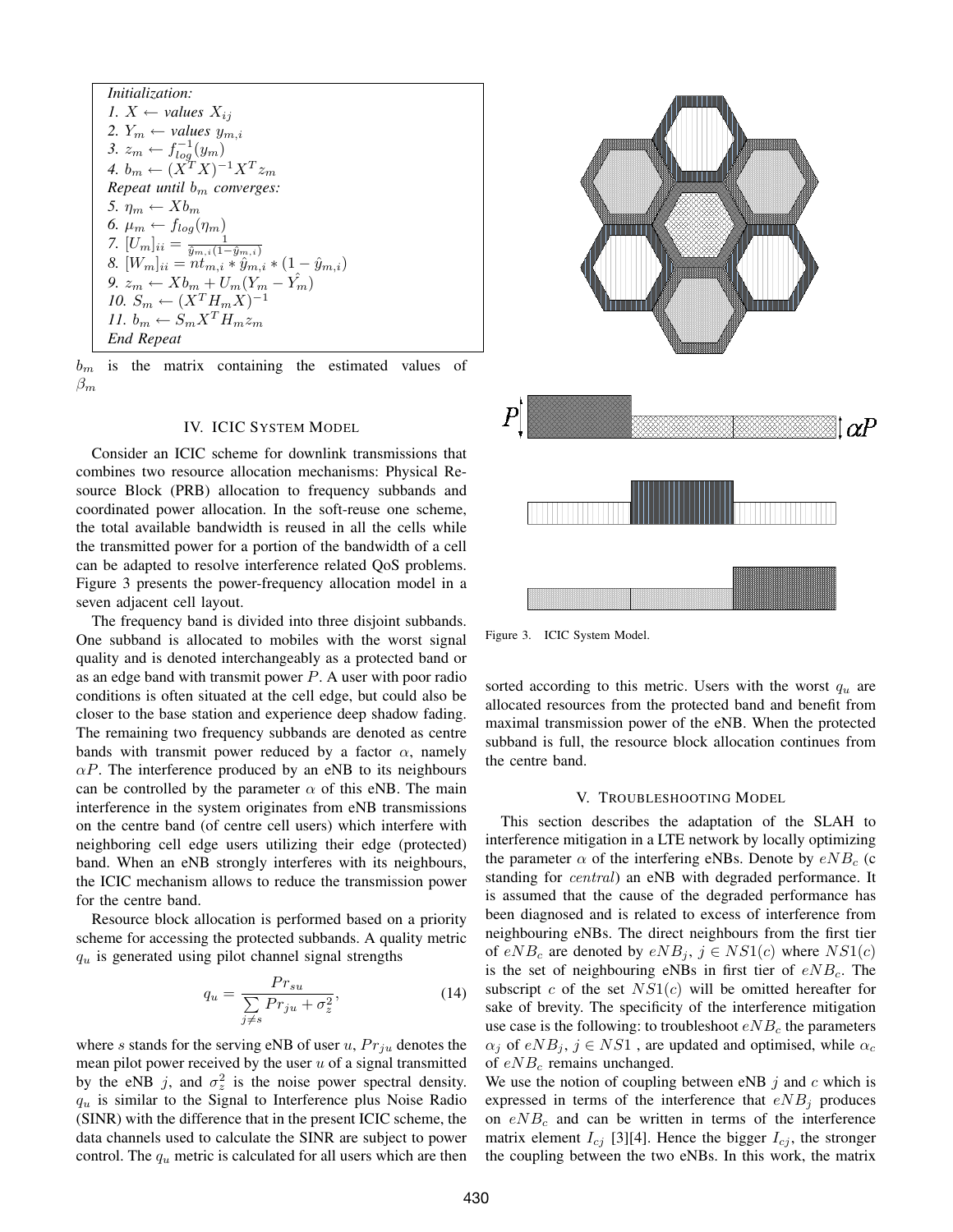*Initialization:*
*1.* $X \leftarrow$ *values* $X_{ij}$
*2.* $Y_m \leftarrow$ *values* $y_{m,i}$
*3.* $z_m \leftarrow f_{log}^{-1}(y_m)$
*4.* $b_m \leftarrow (X^T X)^{-1} X^T z_m$
*Repeat until* $b_m$ *converges:*
*5.* $\eta_m \leftarrow X b_m$
*6.* $\mu_m \leftarrow f_{log}(\eta_m)$
*7.* $[U_m]_{ii} = \frac{1}{\hat{y}_{m,i}(1-\hat{y}_{m,i})}$
*8.* $[W_m]_{ii} = nt_{m,i} * \hat{y}_{m,i} * (1 - \hat{y}_{m,i})$
*9.* $z_m \leftarrow X b_m + U_m(Y_m - \hat{Y_m})$
*10.* $S_m \leftarrow (X^T H_m X)^{-1}$
*11.* $b_m \leftarrow S_m X^T H_m z_m$
*End Repeat*

$b_m$ is the matrix containing the estimated values of $\beta_m$

## IV. ICIC System Model

Consider an ICIC scheme for downlink transmissions that combines two resource allocation mechanisms: Physical Resource Block (PRB) allocation to frequency subbands and coordinated power allocation. In the soft-reuse one scheme, the total available bandwidth is reused in all the cells while the transmitted power for a portion of the bandwidth of a cell can be adapted to resolve interference related QoS problems. Figure 3 presents the power-frequency allocation model in a seven adjacent cell layout.

The frequency band is divided into three disjoint subbands. One subband is allocated to mobiles with the worst signal quality and is denoted interchangeably as a protected band or as an edge band with transmit power $P$. A user with poor radio conditions is often situated at the cell edge, but could also be closer to the base station and experience deep shadow fading. The remaining two frequency subbands are denoted as centre bands with transmit power reduced by a factor $\alpha$, namely $\alpha P$. The interference produced by an eNB to its neighbours can be controlled by the parameter $\alpha$ of this eNB. The main interference in the system originates from eNB transmissions on the centre band (of centre cell users) which interfere with neighboring cell edge users utilizing their edge (protected) band. When an eNB strongly interferes with its neighbours, the ICIC mechanism allows to reduce the transmission power for the centre band.

Resource block allocation is performed based on a priority scheme for accessing the protected subbands. A quality metric $q_u$ is generated using pilot channel signal strengths

$$q_u = \frac{Pr_{su}}{\sum\limits_{j \neq s} Pr_{ju} + \sigma_z^2}, \tag{14}$$

where $s$ stands for the serving eNB of user $u$, $Pr_{ju}$ denotes the mean pilot power received by the user $u$ of a signal transmitted by the eNB $j$, and $\sigma_z^2$ is the noise power spectral density. $q_u$ is similar to the Signal to Interference plus Noise Radio (SINR) with the difference that in the present ICIC scheme, the data channels used to calculate the SINR are subject to power control. The $q_u$ metric is calculated for all users which are then sorted according to this metric. Users with the worst $q_u$ are allocated resources from the protected band and benefit from maximal transmission power of the eNB. When the protected subband is full, the resource block allocation continues from the centre band.

Figure 3. ICIC System Model.

## V. Troubleshooting Model

This section describes the adaptation of the SLAH to interference mitigation in a LTE network by locally optimizing the parameter $\alpha$ of the interfering eNBs. Denote by $eNB_c$ (c standing for *central*) an eNB with degraded performance. It is assumed that the cause of the degraded performance has been diagnosed and is related to excess of interference from neighbouring eNBs. The direct neighbours from the first tier of $eNB_c$ are denoted by $eNB_j$, $j \in NS1(c)$ where $NS1(c)$ is the set of neighbouring eNBs in first tier of $eNB_c$. The subscript $c$ of the set $NS1(c)$ will be omitted hereafter for sake of brevity. The specificity of the interference mitigation use case is the following: to troubleshoot $eNB_c$ the parameters $\alpha_j$ of $eNB_j$, $j \in NS1$ , are updated and optimised, while $\alpha_c$ of $eNB_c$ remains unchanged.

We use the notion of coupling between eNB $j$ and $c$ which is expressed in terms of the interference that $eNB_j$ produces on $eNB_c$ and can be written in terms of the interference matrix element $I_{cj}$ [3][4]. Hence the bigger $I_{cj}$, the stronger the coupling between the two eNBs. In this work, the matrix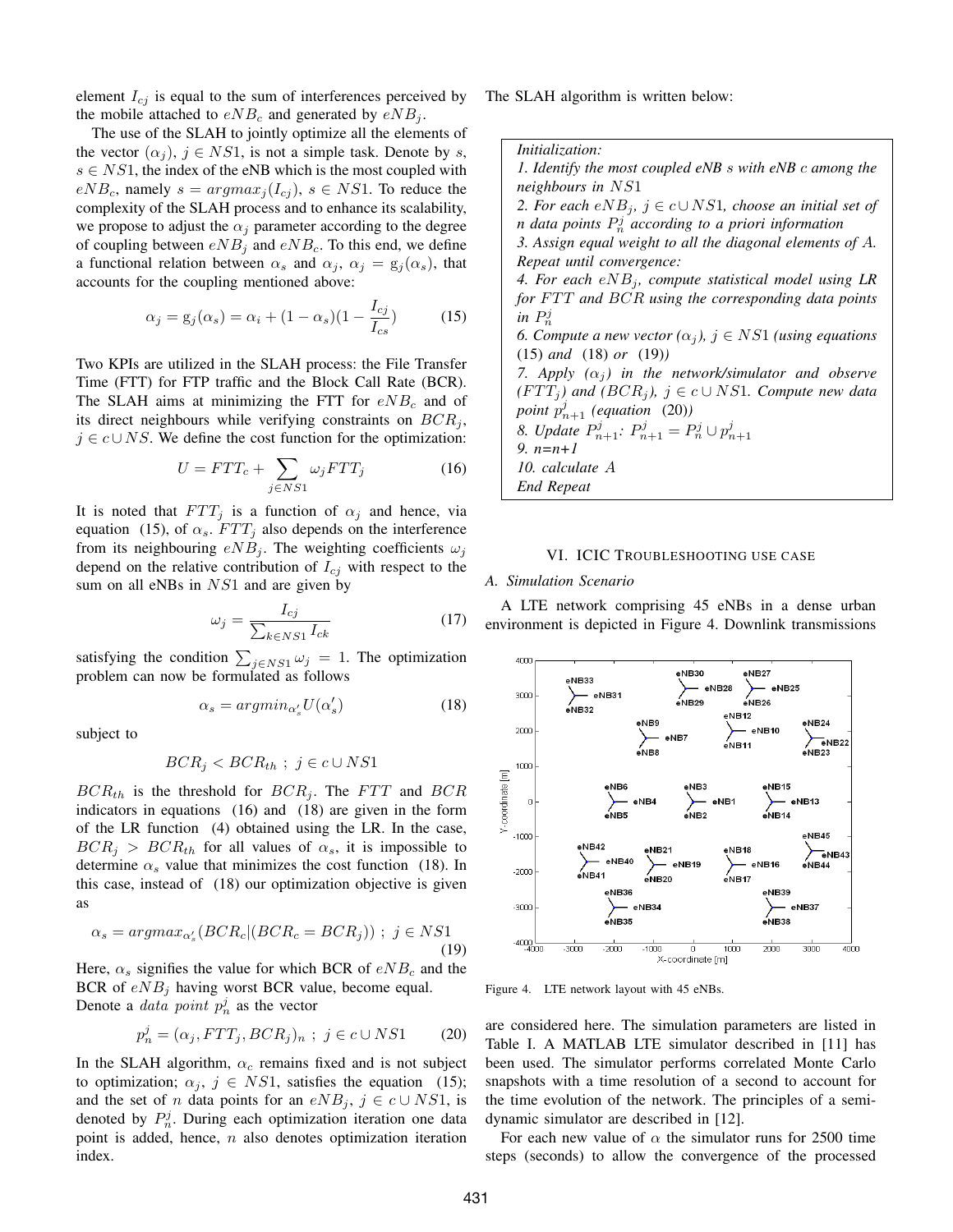element $I_{cj}$ is equal to the sum of interferences perceived by the mobile attached to $eNB_c$ and generated by $eNB_j$.

The use of the SLAH to jointly optimize all the elements of the vector $(\alpha_j)$, $j \in NS1$, is not a simple task. Denote by $s$, $s \in NS1$, the index of the eNB which is the most coupled with $eNB_c$, namely $s = argmax_j(I_{cj})$, $s \in NS1$. To reduce the complexity of the SLAH process and to enhance its scalability, we propose to adjust the $\alpha_j$ parameter according to the degree of coupling between $eNB_j$ and $eNB_c$. To this end, we define a functional relation between $\alpha_s$ and $\alpha_j$, $\alpha_j = g_j(\alpha_s)$, that accounts for the coupling mentioned above:

$$\alpha_j = g_j(\alpha_s) = \alpha_i + (1 - \alpha_s)(1 - \frac{I_{cj}}{I_{cs}}) \tag{15}$$

Two KPIs are utilized in the SLAH process: the File Transfer Time (FTT) for FTP traffic and the Block Call Rate (BCR). The SLAH aims at minimizing the FTT for $eNB_c$ and of its direct neighbours while verifying constraints on $BCR_j$, $j \in c \cup NS$. We define the cost function for the optimization:

$$U = FTT_c + \sum_{j \in NS1} \omega_j FTT_j \tag{16}$$

It is noted that $FTT_j$ is a function of $\alpha_j$ and hence, via equation (15), of $\alpha_s$. $FTT_j$ also depends on the interference from its neighbouring $eNB_j$. The weighting coefficients $\omega_j$ depend on the relative contribution of $I_{cj}$ with respect to the sum on all eNBs in $NS1$ and are given by

$$\omega_j = \frac{I_{cj}}{\sum_{k \in NS1} I_{ck}} \tag{17}$$

satisfying the condition $\sum_{j \in NS1} \omega_j = 1$. The optimization problem can now be formulated as follows

$$\alpha_s = argmin_{\alpha'_s} U(\alpha'_s) \tag{18}$$

subject to

$$BCR_j < BCR_{th} \; ; \; j \in c \cup NS1$$

$BCR_{th}$ is the threshold for $BCR_j$. The $FTT$ and $BCR$ indicators in equations (16) and (18) are given in the form of the LR function (4) obtained using the LR. In the case, $BCR_j > BCR_{th}$ for all values of $\alpha_s$, it is impossible to determine $\alpha_s$ value that minimizes the cost function (18). In this case, instead of (18) our optimization objective is given as

$$\alpha_s = argmax_{\alpha'_s}(BCR_c|(BCR_c = BCR_j)) \; ; \; j \in NS1 \tag{19}$$

Here, $\alpha_s$ signifies the value for which BCR of $eNB_c$ and the BCR of $eNB_j$ having worst BCR value, become equal.

Denote a *data point* $p_n^j$ as the vector

$$p_n^j = (\alpha_j, FTT_j, BCR_j)_n \; ; \; j \in c \cup NS1 \tag{20}$$

In the SLAH algorithm, $\alpha_c$ remains fixed and is not subject to optimization; $\alpha_j$, $j \in NS1$, satisfies the equation (15); and the set of $n$ data points for an $eNB_j$, $j \in c \cup NS1$, is denoted by $P_n^j$. During each optimization iteration one data point is added, hence, $n$ also denotes optimization iteration index.

The SLAH algorithm is written below:

*Initialization:*
*1. Identify the most coupled eNB $s$ with eNB $c$ among the neighbours in $NS1$*
*2. For each $eNB_j$, $j \in c \cup NS1$, choose an initial set of $n$ data points $P_n^j$ according to a priori information*
*3. Assign equal weight to all the diagonal elements of $A$.*
*Repeat until convergence:*
*4. For each $eNB_j$, compute statistical model using **LR** for $FTT$ and $BCR$ using the corresponding data points in $P_n^j$*
*6. Compute a new vector $(\alpha_j)$, $j \in NS1$ (using equations (15) and (18) or (19))*
*7. Apply $(\alpha_j)$ in the network/simulator and observe $(FTT_j)$ and $(BCR_j)$, $j \in c \cup NS1$. Compute new data point $p_{n+1}^j$ (equation (20))*
*8. Update $P_{n+1}^j$: $P_{n+1}^j = P_n^j \cup p_{n+1}^j$*
*9. n=n+1*
*10. calculate $A$*
*End Repeat*

## VI. ICIC Troubleshooting use case

### A. Simulation Scenario

A LTE network comprising 45 eNBs in a dense urban environment is depicted in Figure 4. Downlink transmissions are considered here. The simulation parameters are listed in Table I. A MATLAB LTE simulator described in [11] has been used. The simulator performs correlated Monte Carlo snapshots with a time resolution of a second to account for the time evolution of the network. The principles of a semi-dynamic simulator are described in [12].

Figure 4. LTE network layout with 45 eNBs.

For each new value of $\alpha$ the simulator runs for 2500 time steps (seconds) to allow the convergence of the processed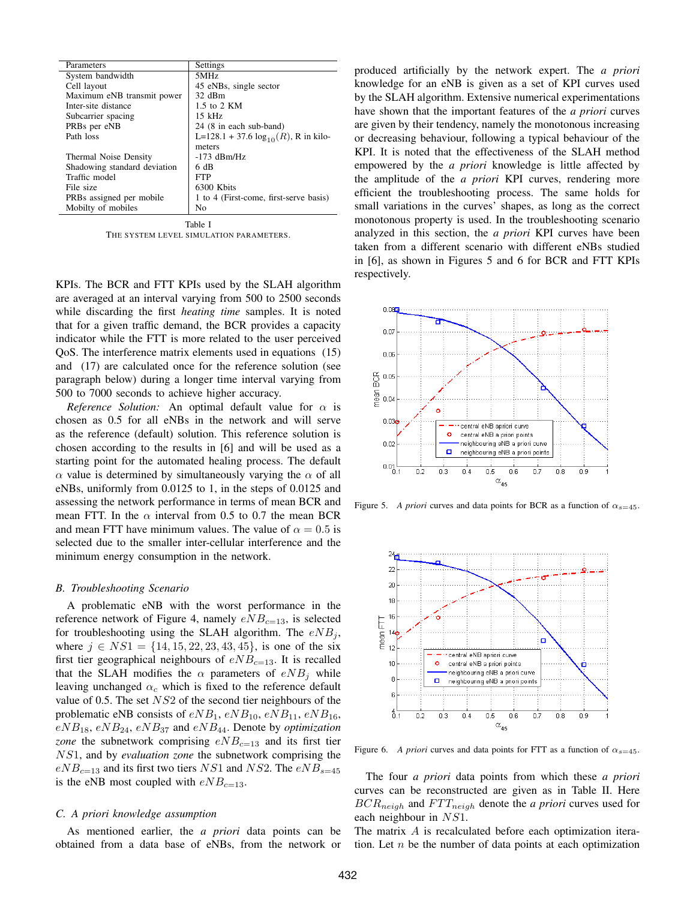| Parameters | Settings |
|---|---|
| System bandwidth | 5MHz |
| Cell layout | 45 eNBs, single sector |
| Maximum eNB transmit power | 32 dBm |
| Inter-site distance | 1.5 to 2 KM |
| Subcarrier spacing | 15 kHz |
| PRBs per eNB | 24 (8 in each sub-band) |
| Path loss | L=128.1 + 37.6 $\log_{10}(R)$, R in kilometers |
| Thermal Noise Density | -173 dBm/Hz |
| Shadowing standard deviation | 6 dB |
| Traffic model | FTP |
| File size | 6300 Kbits |
| PRBs assigned per mobile | 1 to 4 (First-come, first-serve basis) |
| Mobilty of mobiles | No |

Table I
THE SYSTEM LEVEL SIMULATION PARAMETERS.

KPIs. The BCR and FTT KPIs used by the SLAH algorithm are averaged at an interval varying from 500 to 2500 seconds while discarding the first *heating time* samples. It is noted that for a given traffic demand, the BCR provides a capacity indicator while the FTT is more related to the user perceived QoS. The interference matrix elements used in equations (15) and (17) are calculated once for the reference solution (see paragraph below) during a longer time interval varying from 500 to 7000 seconds to achieve higher accuracy.

*Reference Solution:* An optimal default value for $\alpha$ is chosen as 0.5 for all eNBs in the network and will serve as the reference (default) solution. This reference solution is chosen according to the results in [6] and will be used as a starting point for the automated healing process. The default $\alpha$ value is determined by simultaneously varying the $\alpha$ of all eNBs, uniformly from 0.0125 to 1, in the steps of 0.0125 and assessing the network performance in terms of mean BCR and mean FTT. In the $\alpha$ interval from 0.5 to 0.7 the mean BCR and mean FTT have minimum values. The value of $\alpha = 0.5$ is selected due to the smaller inter-cellular interference and the minimum energy consumption in the network.

### B. Troubleshooting Scenario

A problematic eNB with the worst performance in the reference network of Figure 4, namely $eNB_{c=13}$, is selected for troubleshooting using the SLAH algorithm. The $eNB_j$, where $j \in NS1 = \{14, 15, 22, 23, 43, 45\}$, is one of the six first tier geographical neighbours of $eNB_{c=13}$. It is recalled that the SLAH modifies the $\alpha$ parameters of $eNB_j$ while leaving unchanged $\alpha_c$ which is fixed to the reference default value of 0.5. The set $NS2$ of the second tier neighbours of the problematic eNB consists of $eNB_1$, $eNB_{10}$, $eNB_{11}$, $eNB_{16}$, $eNB_{18}$, $eNB_{24}$, $eNB_{37}$ and $eNB_{44}$. Denote by *optimization zone* the subnetwork comprising $eNB_{c=13}$ and its first tier $NS1$, and by *evaluation zone* the subnetwork comprising the $eNB_{c=13}$ and its first two tiers $NS1$ and $NS2$. The $eNB_{s=45}$ is the eNB most coupled with $eNB_{c=13}$.

### C. A priori knowledge assumption

As mentioned earlier, the *a priori* data points can be obtained from a data base of eNBs, from the network or produced artificially by the network expert. The *a priori* knowledge for an eNB is given as a set of KPI curves used by the SLAH algorithm. Extensive numerical experimentations have shown that the important features of the *a priori* curves are given by their tendency, namely the monotonous increasing or decreasing behaviour, following a typical behaviour of the KPI. It is noted that the effectiveness of the SLAH method empowered by the *a priori* knowledge is little affected by the amplitude of the *a priori* KPI curves, rendering more efficient the troubleshooting process. The same holds for small variations in the curves' shapes, as long as the correct monotonous property is used. In the troubleshooting scenario analyzed in this section, the *a priori* KPI curves have been taken from a different scenario with different eNBs studied in [6], as shown in Figures 5 and 6 for BCR and FTT KPIs respectively.

Figure 5. *A priori* curves and data points for BCR as a function of $\alpha_{s=45}$.

Figure 6. *A priori* curves and data points for FTT as a function of $\alpha_{s=45}$.

The four *a priori* data points from which these *a priori* curves can be reconstructed are given as in Table II. Here $BCR_{neigh}$ and $FTT_{neigh}$ denote the *a priori* curves used for each neighbour in $NS1$.

The matrix $A$ is recalculated before each optimization iteration. Let $n$ be the number of data points at each optimization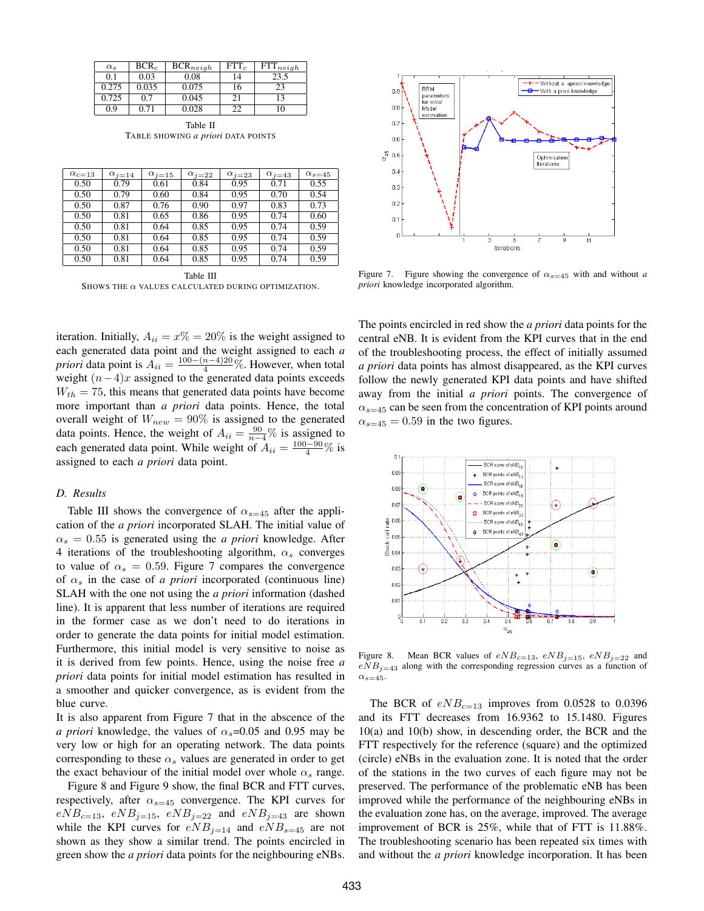| $\alpha_s$ | $BCR_c$ | $BCR_{neigh}$ | $FTT_c$ | $FTT_{neigh}$ |
|---|---|---|---|---|
| 0.1 | 0.03 | 0.08 | 14 | 23.5 |
| 0.275 | 0.035 | 0.075 | 16 | 23 |
| 0.725 | 0.7 | 0.045 | 21 | 13 |
| 0.9 | 0.71 | 0.028 | 22 | 10 |

Table II
TABLE SHOWING *a priori* DATA POINTS

| $\alpha_{c=13}$ | $\alpha_{j=14}$ | $\alpha_{j=15}$ | $\alpha_{j=22}$ | $\alpha_{j=23}$ | $\alpha_{j=43}$ | $\alpha_{s=45}$ |
|---|---|---|---|---|---|---|
| 0.50 | 0.79 | 0.61 | 0.84 | 0.95 | 0.71 | 0.55 |
| 0.50 | 0.79 | 0.60 | 0.84 | 0.95 | 0.70 | 0.54 |
| 0.50 | 0.87 | 0.76 | 0.90 | 0.97 | 0.83 | 0.73 |
| 0.50 | 0.81 | 0.65 | 0.86 | 0.95 | 0.74 | 0.60 |
| 0.50 | 0.81 | 0.64 | 0.85 | 0.95 | 0.74 | 0.59 |
| 0.50 | 0.81 | 0.64 | 0.85 | 0.95 | 0.74 | 0.59 |
| 0.50 | 0.81 | 0.64 | 0.85 | 0.95 | 0.74 | 0.59 |
| 0.50 | 0.81 | 0.64 | 0.85 | 0.95 | 0.74 | 0.59 |

Table III
SHOWS THE $\alpha$ VALUES CALCULATED DURING OPTIMIZATION.

Figure 7. Figure showing the convergence of $\alpha_{s=45}$ with and without *a priori* knowledge incorporated algorithm.

iteration. Initially, $A_{ii} = x\% = 20\%$ is the weight assigned to each generated data point and the weight assigned to each *a priori* data point is $A_{ii} = \frac{100-(n-4)20}{4}\%$. However, when total weight $(n-4)x$ assigned to the generated data points exceeds $W_{th} = 75$, this means that generated data points have become more important than *a priori* data points. Hence, the total overall weight of $W_{new} = 90\%$ is assigned to the generated data points. Hence, the weight of $A_{ii} = \frac{90}{n-4}\%$ is assigned to each generated data point. While weight of $A_{ii} = \frac{100-90}{4}\%$ is assigned to each *a priori* data point.

### D. Results

Table III shows the convergence of $\alpha_{s=45}$ after the application of the *a priori* incorporated SLAH. The initial value of $\alpha_s = 0.55$ is generated using the *a priori* knowledge. After 4 iterations of the troubleshooting algorithm, $\alpha_s$ converges to value of $\alpha_s = 0.59$. Figure 7 compares the convergence of $\alpha_s$ in the case of *a priori* incorporated (continuous line) SLAH with the one not using the *a priori* information (dashed line). It is apparent that less number of iterations are required in the former case as we don't need to do iterations in order to generate the data points for initial model estimation. Furthermore, this initial model is very sensitive to noise as it is derived from few points. Hence, using the noise free *a priori* data points for initial model estimation has resulted in a smoother and quicker convergence, as is evident from the blue curve.

It is also apparent from Figure 7 that in the absence of the *a priori* knowledge, the values of $\alpha_s$=0.05 and 0.95 may be very low or high for an operating network. The data points corresponding to these $\alpha_s$ values are generated in order to get the exact behaviour of the initial model over whole $\alpha_s$ range.

Figure 8 and Figure 9 show, the final BCR and FTT curves, respectively, after $\alpha_{s=45}$ convergence. The KPI curves for $eNB_{c=13}$, $eNB_{j=15}$, $eNB_{j=22}$ and $eNB_{j=43}$ are shown while the KPI curves for $eNB_{j=14}$ and $eNB_{s=45}$ are not shown as they show a similar trend. The points encircled in green show the *a priori* data points for the neighbouring eNBs. The points encircled in red show the *a priori* data points for the central eNB. It is evident from the KPI curves that in the end of the troubleshooting process, the effect of initially assumed *a priori* data points has almost disappeared, as the KPI curves follow the newly generated KPI data points and have shifted away from the initial *a priori* points. The convergence of $\alpha_{s=45}$ can be seen from the concentration of KPI points around $\alpha_{s=45} = 0.59$ in the two figures.

Figure 8. Mean BCR values of $eNB_{c=13}$, $eNB_{j=15}$, $eNB_{j=22}$ and $eNB_{j=43}$ along with the corresponding regression curves as a function of $\alpha_{s=45}$.

The BCR of $eNB_{c=13}$ improves from 0.0528 to 0.0396 and its FTT decreases from 16.9362 to 15.1480. Figures 10(a) and 10(b) show, in descending order, the BCR and the FTT respectively for the reference (square) and the optimized (circle) eNBs in the evaluation zone. It is noted that the order of the stations in the two curves of each figure may not be preserved. The performance of the problematic eNB has been improved while the performance of the neighbouring eNBs in the evaluation zone has, on the average, improved. The average improvement of BCR is 25%, while that of FTT is 11.88%. The troubleshooting scenario has been repeated six times with and without the *a priori* knowledge incorporation. It has been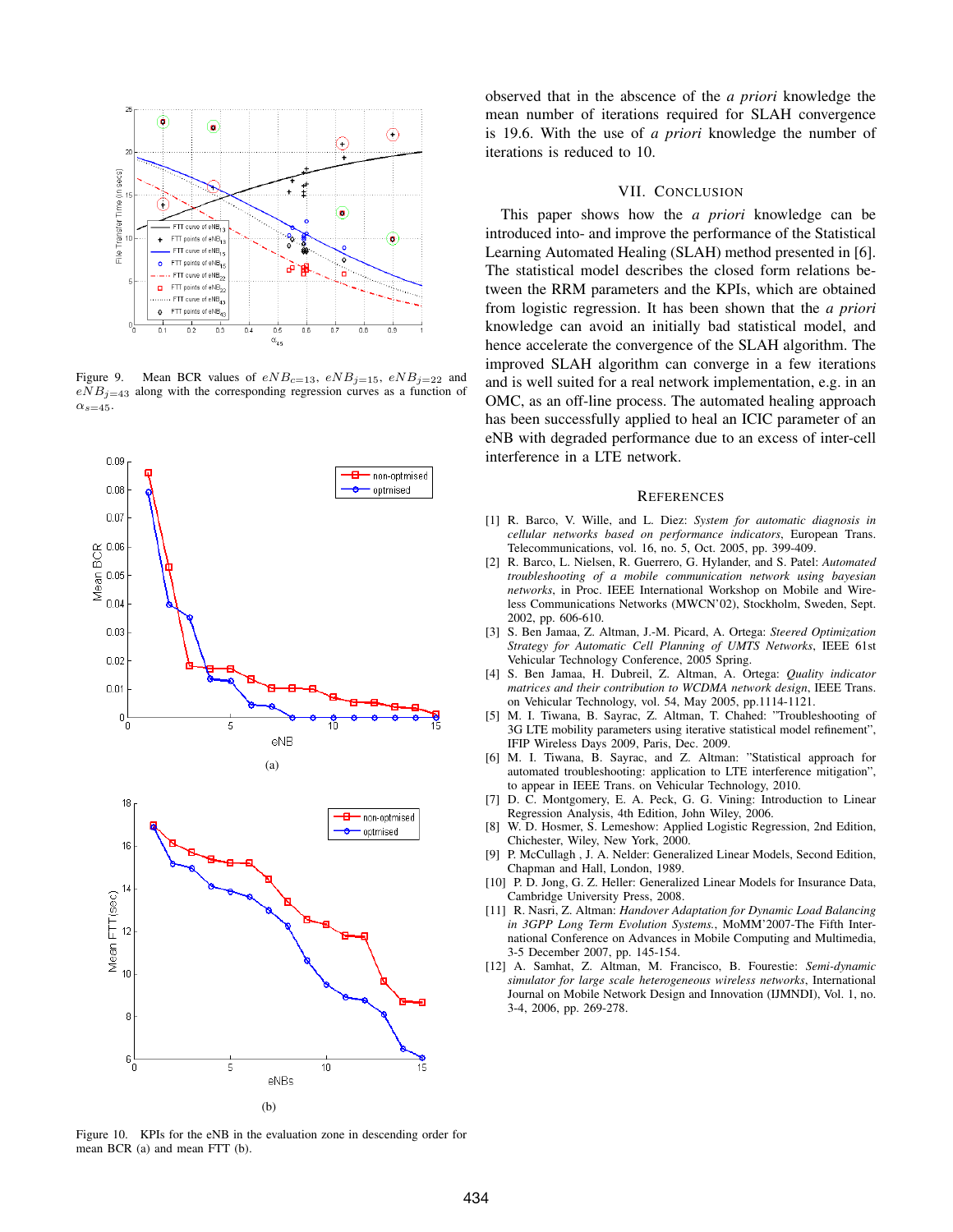25

20

15

10

5

0

0 0.1 0.2 0.3 0.4 0.5 0.6 0.7 0.8 0.9 1

File Transfer Time (in secs)

$\alpha_{45}$

FTT curve of $eNB_{13}$

FTT points of $eNB_{13}$

FTT curve of $eNB_{15}$

FTT points of $eNB_{15}$

FTT curve of $eNB_{22}$

FTT points of $eNB_{22}$

FTT curve of $eNB_{43}$

FTT points of $eNB_{43}$

Figure 9. Mean BCR values of $eNB_{c=13}$, $eNB_{j=15}$, $eNB_{j=22}$ and $eNB_{j=43}$ along with the corresponding regression curves as a function of $\alpha_{s=45}$.

0.09

0.08

0.07

0.06

0.05

0.04

0.03

0.02

0.01

0

0 5 10 15

Mean BCR

eNB

non-optmised

optmised

(a)

18

16

14

12

10

8

6

0 5 10 15

Mean FTT(sec)

eNBs

non-optmised

optmised

(b)

Figure 10. KPIs for the eNB in the evaluation zone in descending order for mean BCR (a) and mean FTT (b).

observed that in the abscence of the *a priori* knowledge the mean number of iterations required for SLAH convergence is 19.6. With the use of *a priori* knowledge the number of iterations is reduced to 10.

## VII. Conclusion

This paper shows how the *a priori* knowledge can be introduced into- and improve the performance of the Statistical Learning Automated Healing (SLAH) method presented in [6]. The statistical model describes the closed form relations between the RRM parameters and the KPIs, which are obtained from logistic regression. It has been shown that the *a priori* knowledge can avoid an initially bad statistical model, and hence accelerate the convergence of the SLAH algorithm. The improved SLAH algorithm can converge in a few iterations and is well suited for a real network implementation, e.g. in an OMC, as an off-line process. The automated healing approach has been successfully applied to heal an ICIC parameter of an eNB with degraded performance due to an excess of inter-cell interference in a LTE network.

## References

[1] R. Barco, V. Wille, and L. Diez: *System for automatic diagnosis in cellular networks based on performance indicators*, European Trans. Telecommunications, vol. 16, no. 5, Oct. 2005, pp. 399-409.

[2] R. Barco, L. Nielsen, R. Guerrero, G. Hylander, and S. Patel: *Automated troubleshooting of a mobile communication network using bayesian networks*, in Proc. IEEE International Workshop on Mobile and Wireless Communications Networks (MWCN'02), Stockholm, Sweden, Sept. 2002, pp. 606-610.

[3] S. Ben Jamaa, Z. Altman, J.-M. Picard, A. Ortega: *Steered Optimization Strategy for Automatic Cell Planning of UMTS Networks*, IEEE 61st Vehicular Technology Conference, 2005 Spring.

[4] S. Ben Jamaa, H. Dubreil, Z. Altman, A. Ortega: *Quality indicator matrices and their contribution to WCDMA network design*, IEEE Trans. on Vehicular Technology, vol. 54, May 2005, pp.1114-1121.

[5] M. I. Tiwana, B. Sayrac, Z. Altman, T. Chahed: "Troubleshooting of 3G LTE mobility parameters using iterative statistical model refinement", IFIP Wireless Days 2009, Paris, Dec. 2009.

[6] M. I. Tiwana, B. Sayrac, and Z. Altman: "Statistical approach for automated troubleshooting: application to LTE interference mitigation", to appear in IEEE Trans. on Vehicular Technology, 2010.

[7] D. C. Montgomery, E. A. Peck, G. G. Vining: Introduction to Linear Regression Analysis, 4th Edition, John Wiley, 2006.

[8] W. D. Hosmer, S. Lemeshow: Applied Logistic Regression, 2nd Edition, Chichester, Wiley, New York, 2000.

[9] P. McCullagh , J. A. Nelder: Generalized Linear Models, Second Edition, Chapman and Hall, London, 1989.

[10] P. D. Jong, G. Z. Heller: Generalized Linear Models for Insurance Data, Cambridge University Press, 2008.

[11] R. Nasri, Z. Altman: *Handover Adaptation for Dynamic Load Balancing in 3GPP Long Term Evolution Systems.*, MoMM'2007-The Fifth International Conference on Advances in Mobile Computing and Multimedia, 3-5 December 2007, pp. 145-154.

[12] A. Samhat, Z. Altman, M. Francisco, B. Fourestie: *Semi-dynamic simulator for large scale heterogeneous wireless networks*, International Journal on Mobile Network Design and Innovation (IJMNDI), Vol. 1, no. 3-4, 2006, pp. 269-278.